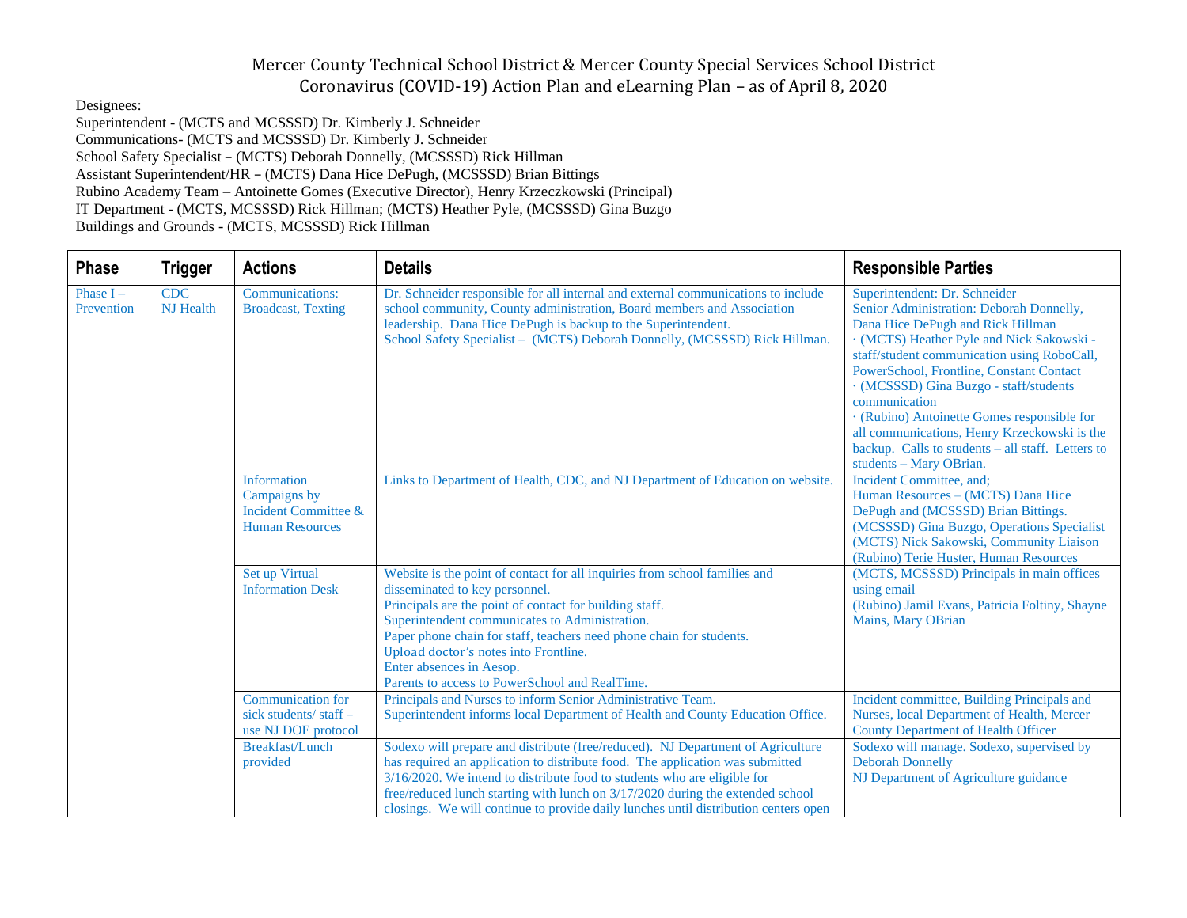# Mercer County Technical School District & Mercer County Special Services School District
## Coronavirus (COVID-19) Action Plan and eLearning Plan – as of April 8, 2020

Designees:
Superintendent - (MCTS and MCSSSD) Dr. Kimberly J. Schneider
Communications- (MCTS and MCSSSD) Dr. Kimberly J. Schneider
School Safety Specialist – (MCTS) Deborah Donnelly, (MCSSSD) Rick Hillman
Assistant Superintendent/HR – (MCTS) Dana Hice DePugh, (MCSSSD) Brian Bittings
Rubino Academy Team – Antoinette Gomes (Executive Director), Henry Krzeczkowski (Principal)
IT Department - (MCTS, MCSSSD) Rick Hillman; (MCTS) Heather Pyle, (MCSSSD) Gina Buzgo
Buildings and Grounds - (MCTS, MCSSSD) Rick Hillman

| Phase | Trigger | Actions | Details | Responsible Parties |
|---|---|---|---|---|
| Phase I – Prevention | CDC<br>NJ Health | Communications: Broadcast, Texting | Dr. Schneider responsible for all internal and external communications to include school community, County administration, Board members and Association leadership. Dana Hice DePugh is backup to the Superintendent.<br>School Safety Specialist – (MCTS) Deborah Donnelly, (MCSSSD) Rick Hillman. | Superintendent: Dr. Schneider<br>Senior Administration: Deborah Donnelly, Dana Hice DePugh and Rick Hillman<br>· (MCTS) Heather Pyle and Nick Sakowski - staff/student communication using RoboCall, PowerSchool, Frontline, Constant Contact<br>· (MCSSSD) Gina Buzgo - staff/students communication<br>· (Rubino) Antoinette Gomes responsible for all communications, Henry Krzeckowski is the backup. Calls to students – all staff. Letters to students – Mary OBrian. |
| | | Information Campaigns by Incident Committee & Human Resources | Links to Department of Health, CDC, and NJ Department of Education on website. | Incident Committee, and;<br>Human Resources – (MCTS) Dana Hice DePugh and (MCSSSD) Brian Bittings.<br>(MCSSSD) Gina Buzgo, Operations Specialist<br>(MCTS) Nick Sakowski, Community Liaison<br>(Rubino) Terie Huster, Human Resources |
| | | Set up Virtual Information Desk | Website is the point of contact for all inquiries from school families and disseminated to key personnel.<br>Principals are the point of contact for building staff.<br>Superintendent communicates to Administration.<br>Paper phone chain for staff, teachers need phone chain for students.<br>Upload doctor's notes into Frontline.<br>Enter absences in Aesop.<br>Parents to access to PowerSchool and RealTime. | (MCTS, MCSSSD) Principals in main offices using email<br>(Rubino) Jamil Evans, Patricia Foltiny, Shayne Mains, Mary OBrian |
| | | Communication for sick students/ staff – use NJ DOE protocol | Principals and Nurses to inform Senior Administrative Team.<br>Superintendent informs local Department of Health and County Education Office. | Incident committee, Building Principals and Nurses, local Department of Health, Mercer County Department of Health Officer |
| | | Breakfast/Lunch provided | Sodexo will prepare and distribute (free/reduced). NJ Department of Agriculture has required an application to distribute food. The application was submitted 3/16/2020. We intend to distribute food to students who are eligible for free/reduced lunch starting with lunch on 3/17/2020 during the extended school closings. We will continue to provide daily lunches until distribution centers open | Sodexo will manage. Sodexo, supervised by Deborah Donnelly<br>NJ Department of Agriculture guidance |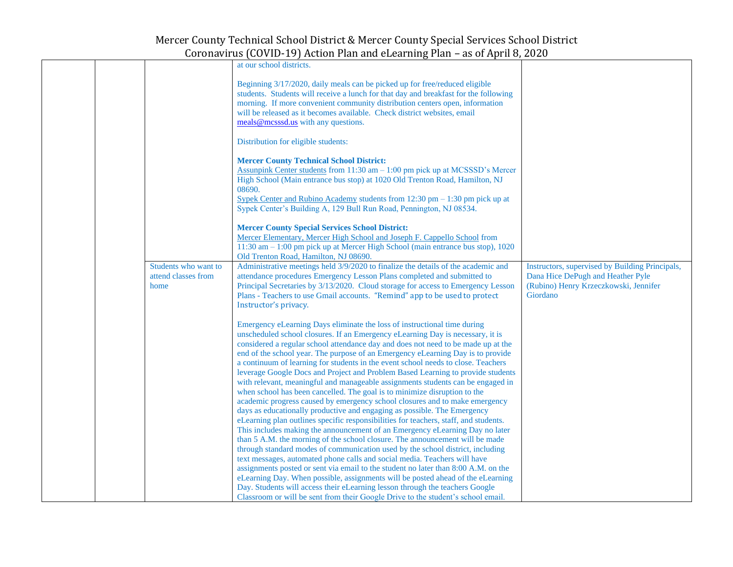| | | | | |
|---|---|---|---|---|
| | | | at our school districts.<br><br>Beginning 3/17/2020, daily meals can be picked up for free/reduced eligible students. Students will receive a lunch for that day and breakfast for the following morning. If more convenient community distribution centers open, information will be released as it becomes available. Check district websites, email meals@mcsssd.us with any questions.<br><br>Distribution for eligible students:<br><br>**Mercer County Technical School District:**<br>Assunpink Center students from 11:30 am – 1:00 pm pick up at MCSSSD's Mercer High School (Main entrance bus stop) at 1020 Old Trenton Road, Hamilton, NJ 08690.<br>Sypek Center and Rubino Academy students from 12:30 pm – 1:30 pm pick up at Sypek Center's Building A, 129 Bull Run Road, Pennington, NJ 08534.<br><br>**Mercer County Special Services School District:**<br>Mercer Elementary, Mercer High School and Joseph F. Cappello School from 11:30 am – 1:00 pm pick up at Mercer High School (main entrance bus stop), 1020 Old Trenton Road, Hamilton, NJ 08690. | |
| | | Students who want to attend classes from home | Administrative meetings held 3/9/2020 to finalize the details of the academic and attendance procedures Emergency Lesson Plans completed and submitted to Principal Secretaries by 3/13/2020. Cloud storage for access to Emergency Lesson Plans - Teachers to use Gmail accounts. "Remind" app to be used to protect Instructor's privacy.<br><br>Emergency eLearning Days eliminate the loss of instructional time during unscheduled school closures. If an Emergency eLearning Day is necessary, it is considered a regular school attendance day and does not need to be made up at the end of the school year. The purpose of an Emergency eLearning Day is to provide a continuum of learning for students in the event school needs to close. Teachers leverage Google Docs and Project and Problem Based Learning to provide students with relevant, meaningful and manageable assignments students can be engaged in when school has been cancelled. The goal is to minimize disruption to the academic progress caused by emergency school closures and to make emergency days as educationally productive and engaging as possible. The Emergency eLearning plan outlines specific responsibilities for teachers, staff, and students. This includes making the announcement of an Emergency eLearning Day no later than 5 A.M. the morning of the school closure. The announcement will be made through standard modes of communication used by the school district, including text messages, automated phone calls and social media. Teachers will have assignments posted or sent via email to the student no later than 8:00 A.M. on the eLearning Day. When possible, assignments will be posted ahead of the eLearning Day. Students will access their eLearning lesson through the teachers Google Classroom or will be sent from their Google Drive to the student's school email. | Instructors, supervised by Building Principals, Dana Hice DePugh and Heather Pyle (Rubino) Henry Krzeczkowski, Jennifer Giordano |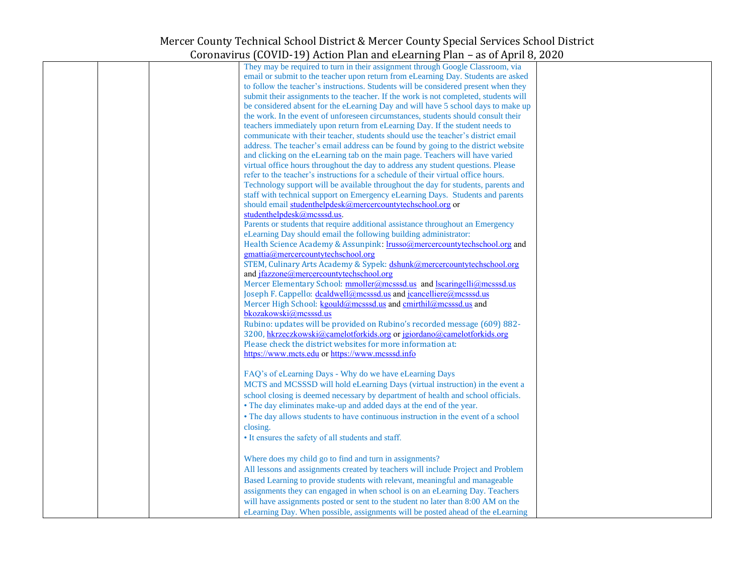| | | | | |
|---|---|---|---|---|
| | | | They may be required to turn in their assignment through Google Classroom, via email or submit to the teacher upon return from eLearning Day. Students are asked to follow the teacher's instructions. Students will be considered present when they submit their assignments to the teacher. If the work is not completed, students will be considered absent for the eLearning Day and will have 5 school days to make up the work. In the event of unforeseen circumstances, students should consult their teachers immediately upon return from eLearning Day. If the student needs to communicate with their teacher, students should use the teacher's district email address. The teacher's email address can be found by going to the district website and clicking on the eLearning tab on the main page. Teachers will have varied virtual office hours throughout the day to address any student questions. Please refer to the teacher's instructions for a schedule of their virtual office hours. Technology support will be available throughout the day for students, parents and staff with technical support on Emergency eLearning Days. Students and parents should email studenthelpdesk@mercercountytechschool.org or studenthelpdesk@mcsssd.us.<br>Parents or students that require additional assistance throughout an Emergency eLearning Day should email the following building administrator:<br>Health Science Academy & Assunpink: lrusso@mercercountytechschool.org and gmattia@mercercountytechschool.org<br>STEM, Culinary Arts Academy & Sypek: dshunk@mercercountytechschool.org and jfazzone@mercercountytechschool.org<br>Mercer Elementary School: mmoller@mcsssd.us and lscaringelli@mcsssd.us<br>Joseph F. Cappello: dcaldwell@mcsssd.us and jcancelliere@mcsssd.us<br>Mercer High School: kgould@mcsssd.us and cmirthil@mcsssd.us and bkozakowski@mcsssd.us<br>Rubino: updates will be provided on Rubino's recorded message (609) 882-3200, hkrzeczkowski@camelotforkids.org or jgiordano@camelotforkids.org<br>Please check the district websites for more information at: https://www.mcts.edu or https://www.mcsssd.info<br><br>FAQ's of eLearning Days - Why do we have eLearning Days<br>MCTS and MCSSSD will hold eLearning Days (virtual instruction) in the event a school closing is deemed necessary by department of health and school officials.<br>• The day eliminates make-up and added days at the end of the year.<br>• The day allows students to have continuous instruction in the event of a school closing.<br>• It ensures the safety of all students and staff.<br><br>Where does my child go to find and turn in assignments?<br>All lessons and assignments created by teachers will include Project and Problem Based Learning to provide students with relevant, meaningful and manageable assignments they can engaged in when school is on an eLearning Day. Teachers will have assignments posted or sent to the student no later than 8:00 AM on the eLearning Day. When possible, assignments will be posted ahead of the eLearning | |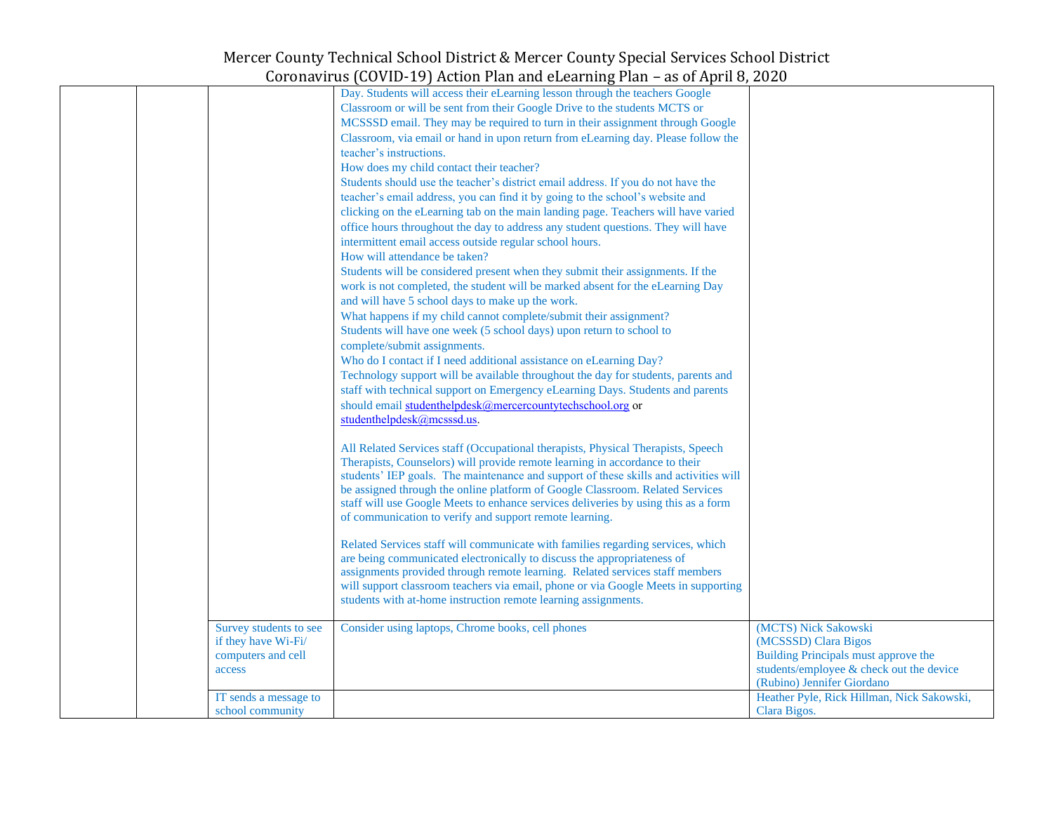| | | | | |
|---|---|---|---|---|
| | | | Day. Students will access their eLearning lesson through the teachers Google Classroom or will be sent from their Google Drive to the students MCTS or MCSSSD email. They may be required to turn in their assignment through Google Classroom, via email or hand in upon return from eLearning day. Please follow the teacher's instructions.<br>How does my child contact their teacher?<br>Students should use the teacher's district email address. If you do not have the teacher's email address, you can find it by going to the school's website and clicking on the eLearning tab on the main landing page. Teachers will have varied office hours throughout the day to address any student questions. They will have intermittent email access outside regular school hours.<br>How will attendance be taken?<br>Students will be considered present when they submit their assignments. If the work is not completed, the student will be marked absent for the eLearning Day and will have 5 school days to make up the work.<br>What happens if my child cannot complete/submit their assignment?<br>Students will have one week (5 school days) upon return to school to complete/submit assignments.<br>Who do I contact if I need additional assistance on eLearning Day?<br>Technology support will be available throughout the day for students, parents and staff with technical support on Emergency eLearning Days. Students and parents should email studenthelpdesk@mercercountytechschool.org or studenthelpdesk@mcsssd.us.<br><br>All Related Services staff (Occupational therapists, Physical Therapists, Speech Therapists, Counselors) will provide remote learning in accordance to their students' IEP goals. The maintenance and support of these skills and activities will be assigned through the online platform of Google Classroom. Related Services staff will use Google Meets to enhance services deliveries by using this as a form of communication to verify and support remote learning.<br><br>Related Services staff will communicate with families regarding services, which are being communicated electronically to discuss the appropriateness of assignments provided through remote learning. Related services staff members will support classroom teachers via email, phone or via Google Meets in supporting students with at-home instruction remote learning assignments. | |
| | | Survey students to see if they have Wi-Fi/ computers and cell access | Consider using laptops, Chrome books, cell phones | (MCTS) Nick Sakowski<br>(MCSSSD) Clara Bigos<br>Building Principals must approve the students/employee & check out the device<br>(Rubino) Jennifer Giordano |
| | | IT sends a message to school community | | Heather Pyle, Rick Hillman, Nick Sakowski, Clara Bigos. |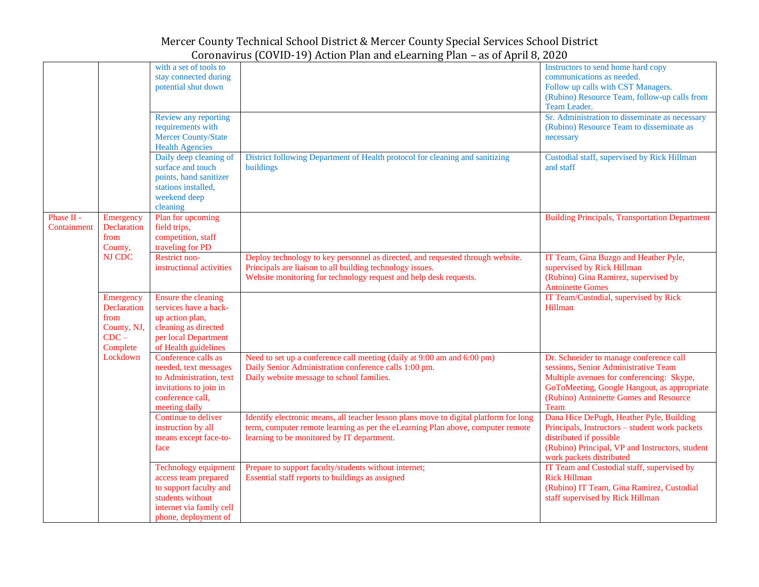# Mercer County Technical School District & Mercer County Special Services School District
## Coronavirus (COVID-19) Action Plan and eLearning Plan – as of April 8, 2020

| | | | | |
|---|---|---|---|---|
| | | with a set of tools to stay connected during potential shut down | | Instructors to send home hard copy communications as needed.<br>Follow up calls with CST Managers.<br>(Rubino) Resource Team, follow-up calls from Team Leader. |
| | | Review any reporting requirements with Mercer County/State Health Agencies | | Sr. Administration to disseminate as necessary<br>(Rubino) Resource Team to disseminate as necessary |
| | | Daily deep cleaning of surface and touch points, hand sanitizer stations installed, weekend deep cleaning | District following Department of Health protocol for cleaning and sanitizing buildings | Custodial staff, supervised by Rick Hillman and staff |
| Phase II - Containment | Emergency Declaration from County, NJ CDC | Plan for upcoming field trips, competition, staff traveling for PD | | Building Principals, Transportation Department |
| | | Restrict non-instructional activities | Deploy technology to key personnel as directed, and requested through website.<br>Principals are liaison to all building technology issues.<br>Website monitoring for technology request and help desk requests. | IT Team, Gina Buzgo and Heather Pyle, supervised by Rick Hillman<br>(Rubino) Gina Ramirez, supervised by Antoinette Gomes |
| | Emergency Declaration from County, NJ, CDC – Complete Lockdown | Ensure the cleaning services have a back-up action plan, cleaning as directed per local Department of Health guidelines | | IT Team/Custodial, supervised by Rick Hillman |
| | | Conference calls as needed, text messages to Administration, text invitations to join in conference call, meeting daily | Need to set up a conference call meeting (daily at 9:00 am and 6:00 pm)<br>Daily Senior Administration conference calls 1:00 pm.<br>Daily website message to school families. | Dr. Schneider to manage conference call sessions, Senior Administrative Team<br>Multiple avenues for conferencing: Skype, GoToMeeting, Google Hangout, as appropriate<br>(Rubino) Antoinette Gomes and Resource Team |
| | | Continue to deliver instruction by all means except face-to-face | Identify electronic means, all teacher lesson plans move to digital platform for long term, computer remote learning as per the eLearning Plan above, computer remote learning to be monitored by IT department. | Dana Hice DePugh, Heather Pyle, Building Principals, Instructors – student work packets distributed if possible<br>(Rubino) Principal, VP and Instructors, student work packets distributed |
| | | Technology equipment access team prepared to support faculty and students without internet via family cell phone, deployment of | Prepare to support faculty/students without internet;<br>Essential staff reports to buildings as assigned | IT Team and Custodial staff, supervised by Rick Hillman<br>(Rubino) IT Team, Gina Ramirez, Custodial staff supervised by Rick Hillman |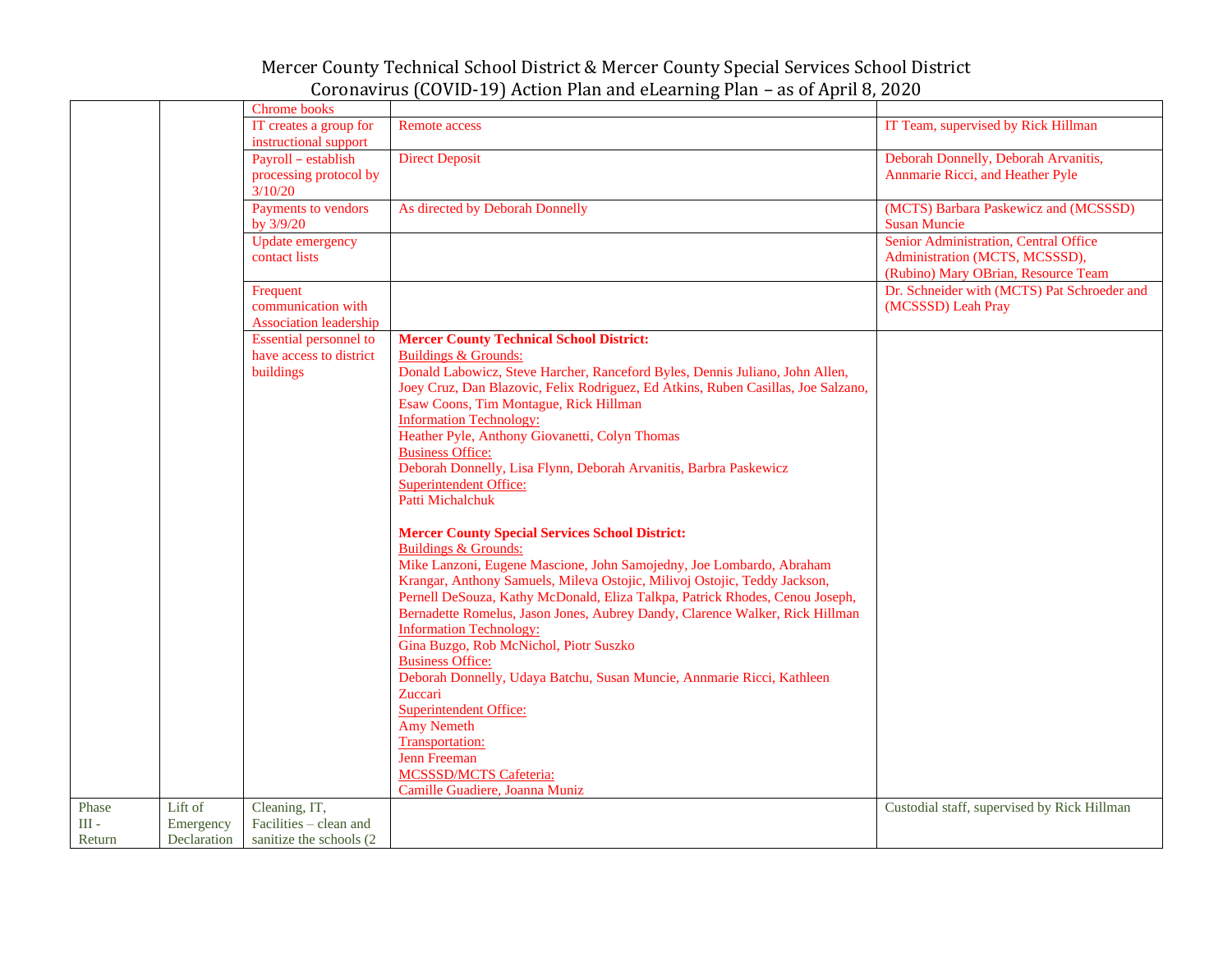| | | | | |
|---|---|---|---|---|
| | | Chrome books | | |
| | | IT creates a group for instructional support | Remote access | IT Team, supervised by Rick Hillman |
| | | Payroll – establish processing protocol by 3/10/20 | Direct Deposit | Deborah Donnelly, Deborah Arvanitis, Annmarie Ricci, and Heather Pyle |
| | | Payments to vendors by 3/9/20 | As directed by Deborah Donnelly | (MCTS) Barbara Paskewicz and (MCSSSD) Susan Muncie |
| | | Update emergency contact lists | | Senior Administration, Central Office Administration (MCTS, MCSSSD), (Rubino) Mary OBrian, Resource Team |
| | | Frequent communication with Association leadership | | Dr. Schneider with (MCTS) Pat Schroeder and (MCSSSD) Leah Pray |
| | | Essential personnel to have access to district buildings | **Mercer County Technical School District:**<br>Buildings & Grounds:<br>Donald Labowicz, Steve Harcher, Ranceford Byles, Dennis Juliano, John Allen, Joey Cruz, Dan Blazovic, Felix Rodriguez, Ed Atkins, Ruben Casillas, Joe Salzano, Esaw Coons, Tim Montague, Rick Hillman<br>Information Technology:<br>Heather Pyle, Anthony Giovanetti, Colyn Thomas<br>Business Office:<br>Deborah Donnelly, Lisa Flynn, Deborah Arvanitis, Barbra Paskewicz<br>Superintendent Office:<br>Patti Michalchuk<br><br>**Mercer County Special Services School District:**<br>Buildings & Grounds:<br>Mike Lanzoni, Eugene Mascione, John Samojedny, Joe Lombardo, Abraham Krangar, Anthony Samuels, Mileva Ostojic, Milivoj Ostojic, Teddy Jackson, Pernell DeSouza, Kathy McDonald, Eliza Talkpa, Patrick Rhodes, Cenou Joseph, Bernadette Romelus, Jason Jones, Aubrey Dandy, Clarence Walker, Rick Hillman<br>Information Technology:<br>Gina Buzgo, Rob McNichol, Piotr Suszko<br>Business Office:<br>Deborah Donnelly, Udaya Batchu, Susan Muncie, Annmarie Ricci, Kathleen Zuccari<br>Superintendent Office:<br>Amy Nemeth<br>Transportation:<br>Jenn Freeman<br>MCSSSD/MCTS Cafeteria:<br>Camille Guadiere, Joanna Muniz | |
| Phase III - Return | Lift of Emergency Declaration | Cleaning, IT, Facilities – clean and sanitize the schools (2 | | Custodial staff, supervised by Rick Hillman |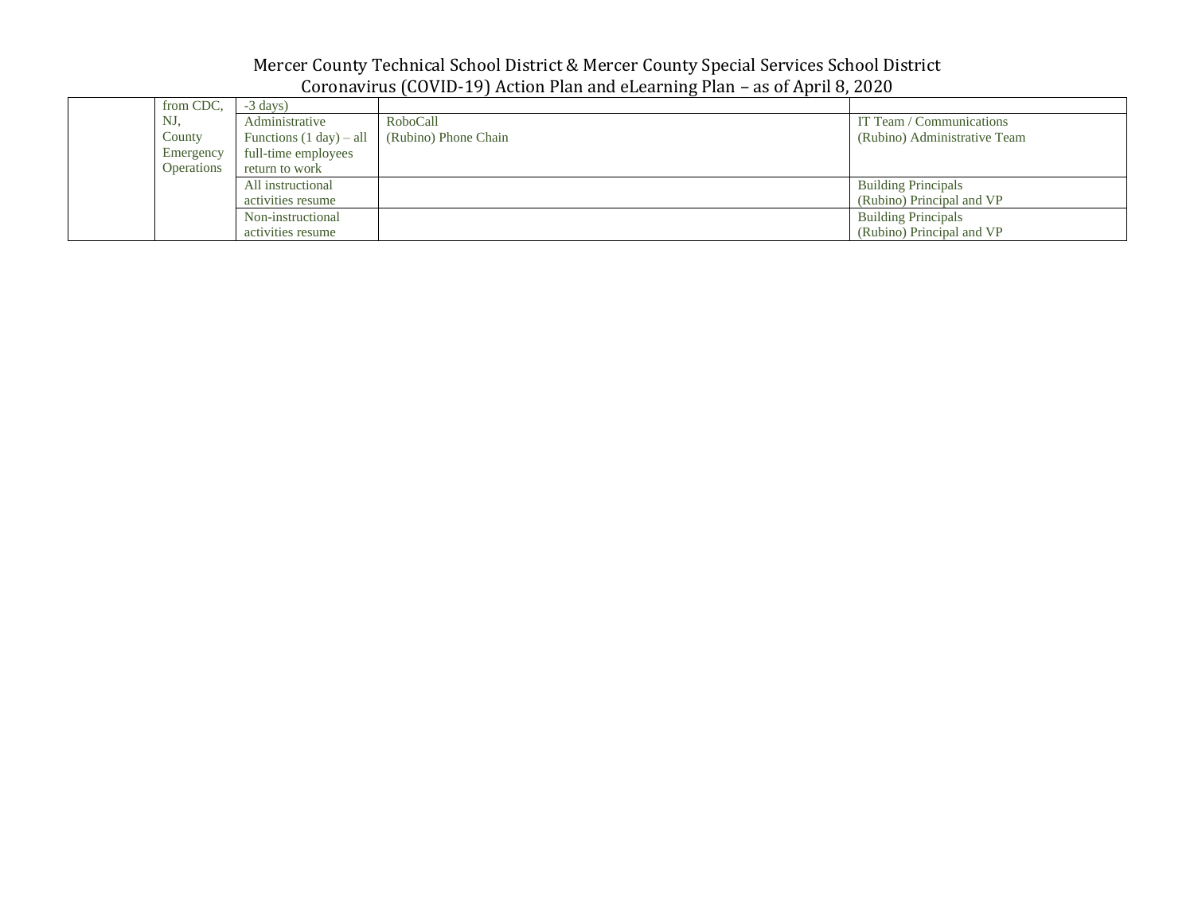| | | | | |
|---|---|---|---|---|
| | from CDC, NJ, County Emergency Operations | -3 days) | | |
| | | Administrative Functions (1 day) – all full-time employees return to work | RoboCall<br>(Rubino) Phone Chain | IT Team / Communications<br>(Rubino) Administrative Team |
| | | All instructional activities resume | | Building Principals<br>(Rubino) Principal and VP |
| | | Non-instructional activities resume | | Building Principals<br>(Rubino) Principal and VP |